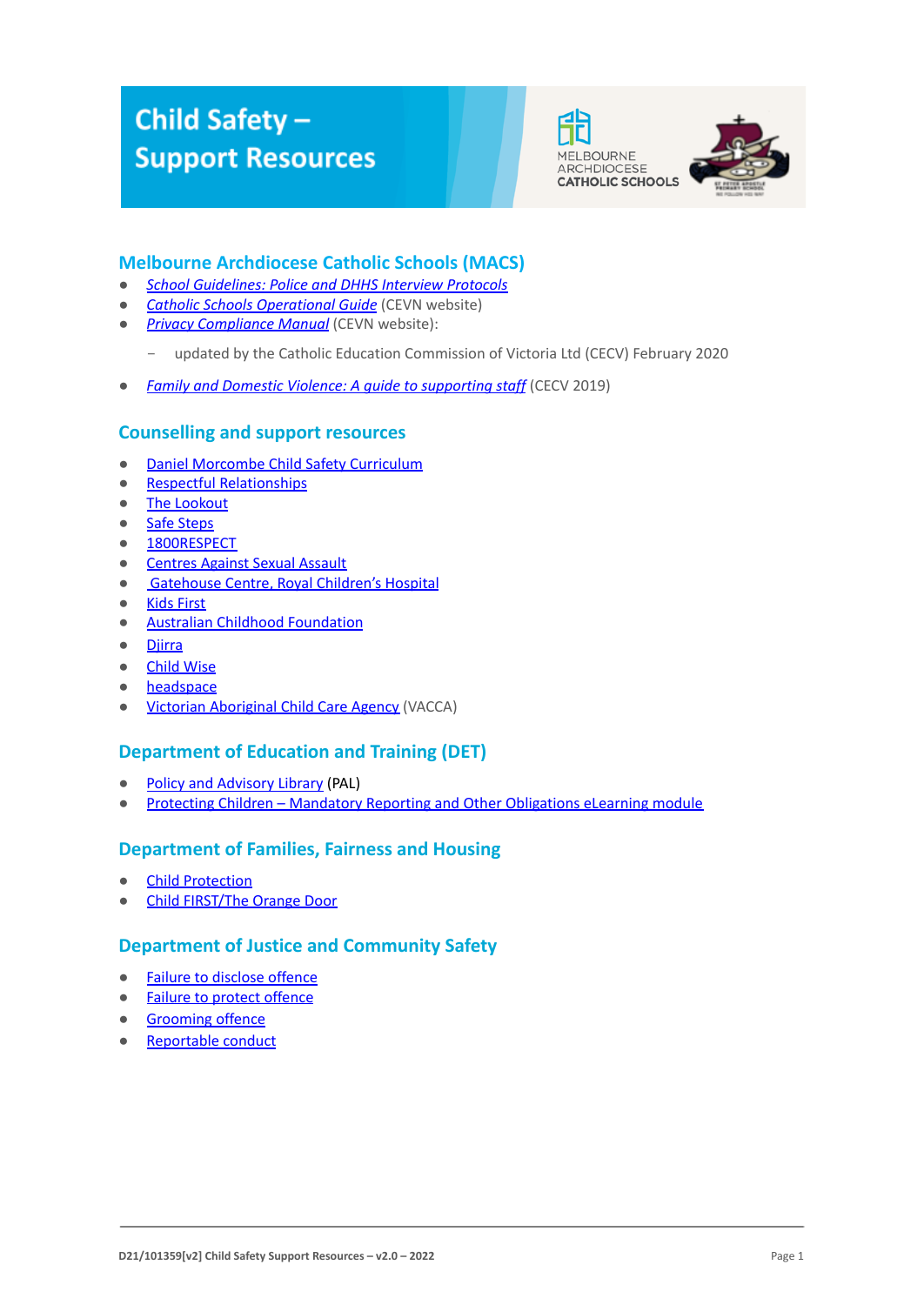# Child Safety – Support Resources

MELBOURNE ARCHDIOCESE CATHOLIC SCHOOLS

## Melbourne Archdiocese Catholic Schools (MACS)

- *School Guidelines: Police and DHHS Interview Protocols*
- *Catholic Schools Operational Guide* (CEVN website)
- *Privacy Compliance Manual* (CEVN website):
  - updated by the Catholic Education Commission of Victoria Ltd (CECV) February 2020
- *Family and Domestic Violence: A guide to supporting staff* (CECV 2019)

## Counselling and support resources

- Daniel Morcombe Child Safety Curriculum
- Respectful Relationships
- The Lookout
- Safe Steps
- 1800RESPECT
- Centres Against Sexual Assault
- Gatehouse Centre, Royal Children's Hospital
- Kids First
- Australian Childhood Foundation
- Djirra
- Child Wise
- headspace
- Victorian Aboriginal Child Care Agency (VACCA)

## Department of Education and Training (DET)

- Policy and Advisory Library (PAL)
- Protecting Children – Mandatory Reporting and Other Obligations eLearning module

## Department of Families, Fairness and Housing

- Child Protection
- Child FIRST/The Orange Door

## Department of Justice and Community Safety

- Failure to disclose offence
- Failure to protect offence
- Grooming offence
- Reportable conduct

D21/101359[v2] Child Safety Support Resources – v2.0 – 2022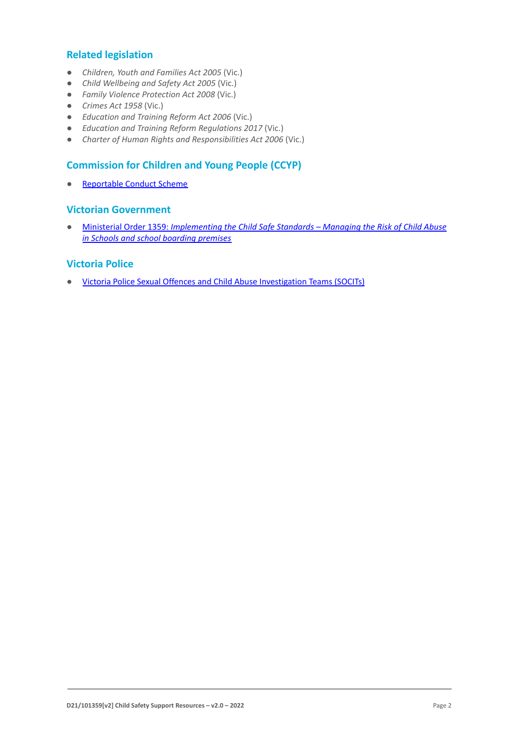## Related legislation

- *Children, Youth and Families Act 2005* (Vic.)
- *Child Wellbeing and Safety Act 2005* (Vic.)
- *Family Violence Protection Act 2008* (Vic.)
- *Crimes Act 1958* (Vic.)
- *Education and Training Reform Act 2006* (Vic.)
- *Education and Training Reform Regulations 2017* (Vic.)
- *Charter of Human Rights and Responsibilities Act 2006* (Vic.)

## Commission for Children and Young People (CCYP)

- Reportable Conduct Scheme

## Victorian Government

- Ministerial Order 1359: *Implementing the Child Safe Standards – Managing the Risk of Child Abuse in Schools and school boarding premises*

## Victoria Police

- Victoria Police Sexual Offences and Child Abuse Investigation Teams (SOCITs)